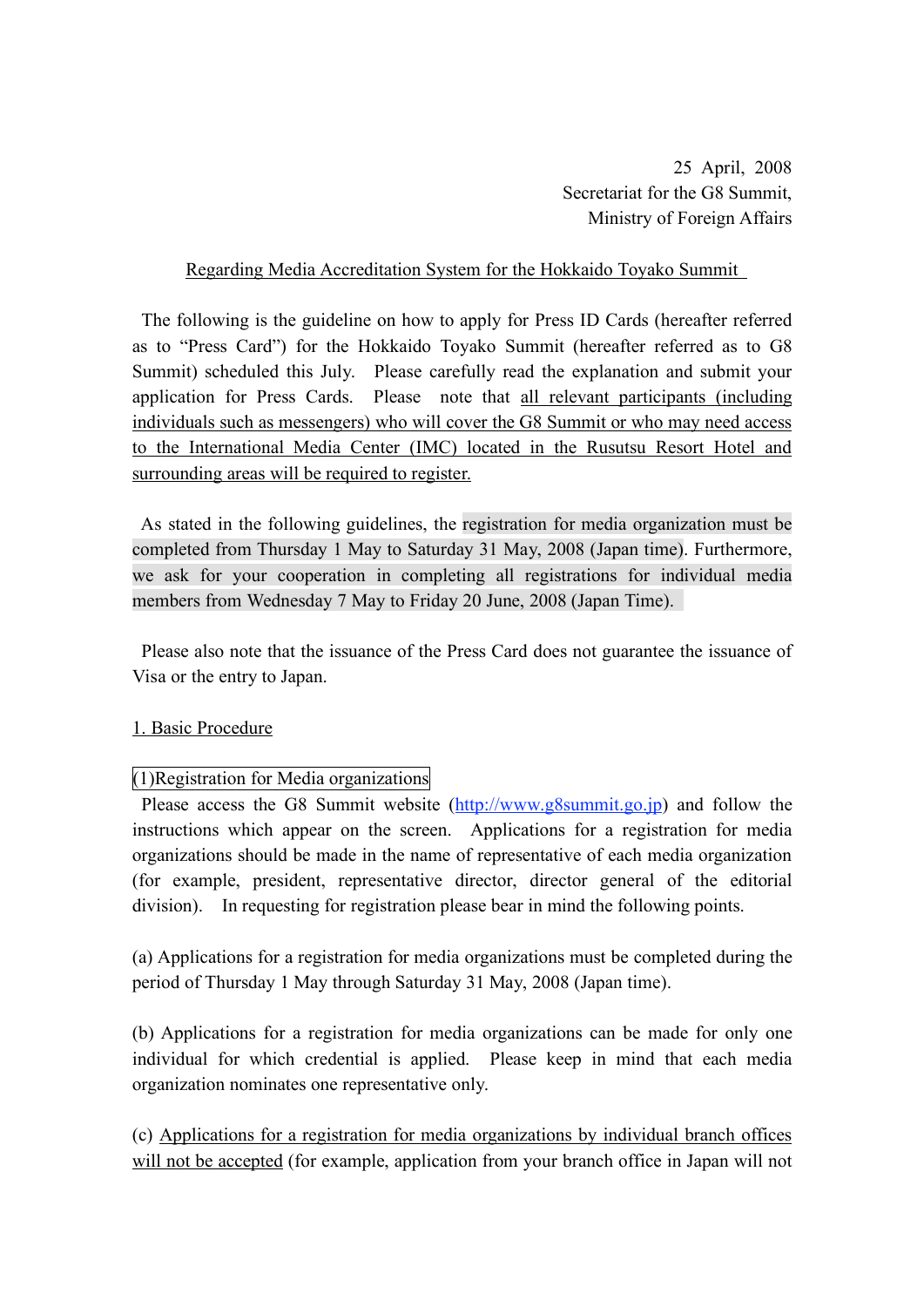25 April, 2008
Secretariat for the G8 Summit,
Ministry of Foreign Affairs

## Regarding Media Accreditation System for the Hokkaido Toyako Summit

The following is the guideline on how to apply for Press ID Cards (hereafter referred as to "Press Card") for the Hokkaido Toyako Summit (hereafter referred as to G8 Summit) scheduled this July. Please carefully read the explanation and submit your application for Press Cards. Please note that all relevant participants (including individuals such as messengers) who will cover the G8 Summit or who may need access to the International Media Center (IMC) located in the Rusutsu Resort Hotel and surrounding areas will be required to register.

As stated in the following guidelines, the registration for media organization must be completed from Thursday 1 May to Saturday 31 May, 2008 (Japan time). Furthermore, we ask for your cooperation in completing all registrations for individual media members from Wednesday 7 May to Friday 20 June, 2008 (Japan Time).

Please also note that the issuance of the Press Card does not guarantee the issuance of Visa or the entry to Japan.

### 1. Basic Procedure

#### (1)Registration for Media organizations

Please access the G8 Summit website (http://www.g8summit.go.jp) and follow the instructions which appear on the screen. Applications for a registration for media organizations should be made in the name of representative of each media organization (for example, president, representative director, director general of the editorial division). In requesting for registration please bear in mind the following points.

(a) Applications for a registration for media organizations must be completed during the period of Thursday 1 May through Saturday 31 May, 2008 (Japan time).

(b) Applications for a registration for media organizations can be made for only one individual for which credential is applied. Please keep in mind that each media organization nominates one representative only.

(c) Applications for a registration for media organizations by individual branch offices will not be accepted (for example, application from your branch office in Japan will not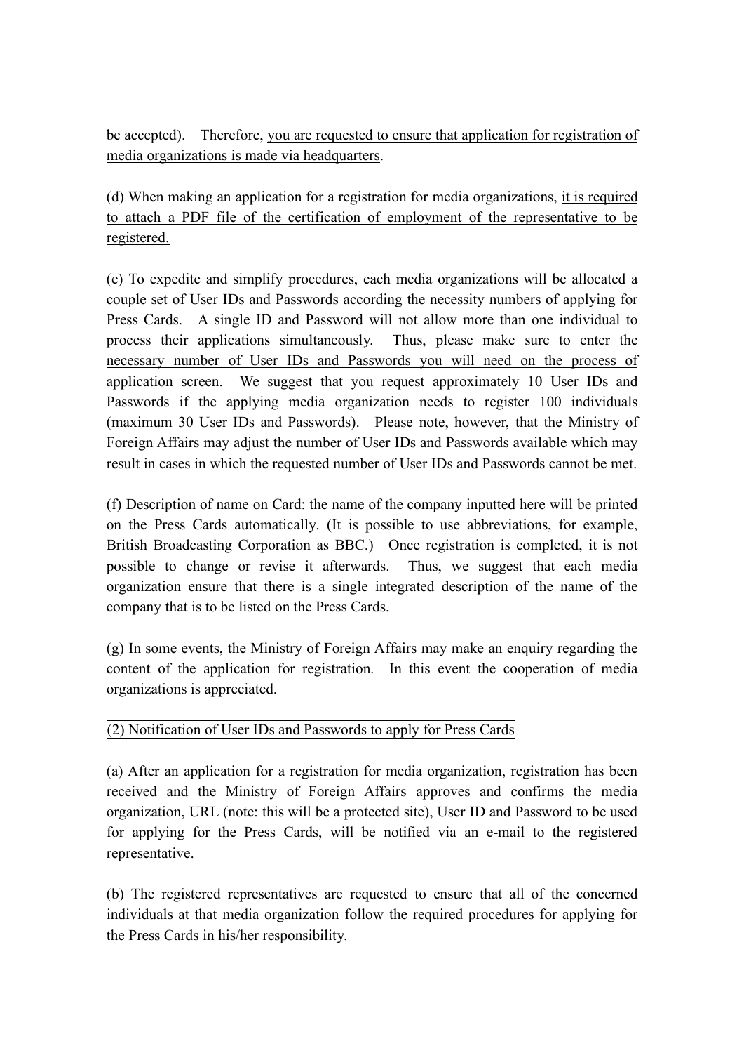be accepted). Therefore, <u>you are requested to ensure that application for registration of media organizations is made via headquarters</u>.

(d) When making an application for a registration for media organizations, <u>it is required to attach a PDF file of the certification of employment of the representative to be registered.</u>

(e) To expedite and simplify procedures, each media organizations will be allocated a couple set of User IDs and Passwords according the necessity numbers of applying for Press Cards. A single ID and Password will not allow more than one individual to process their applications simultaneously. Thus, <u>please make sure to enter the necessary number of User IDs and Passwords you will need on the process of application screen.</u> We suggest that you request approximately 10 User IDs and Passwords if the applying media organization needs to register 100 individuals (maximum 30 User IDs and Passwords). Please note, however, that the Ministry of Foreign Affairs may adjust the number of User IDs and Passwords available which may result in cases in which the requested number of User IDs and Passwords cannot be met.

(f) Description of name on Card: the name of the company inputted here will be printed on the Press Cards automatically. (It is possible to use abbreviations, for example, British Broadcasting Corporation as BBC.) Once registration is completed, it is not possible to change or revise it afterwards. Thus, we suggest that each media organization ensure that there is a single integrated description of the name of the company that is to be listed on the Press Cards.

(g) In some events, the Ministry of Foreign Affairs may make an enquiry regarding the content of the application for registration. In this event the cooperation of media organizations is appreciated.

(2) Notification of User IDs and Passwords to apply for Press Cards

(a) After an application for a registration for media organization, registration has been received and the Ministry of Foreign Affairs approves and confirms the media organization, URL (note: this will be a protected site), User ID and Password to be used for applying for the Press Cards, will be notified via an e-mail to the registered representative.

(b) The registered representatives are requested to ensure that all of the concerned individuals at that media organization follow the required procedures for applying for the Press Cards in his/her responsibility.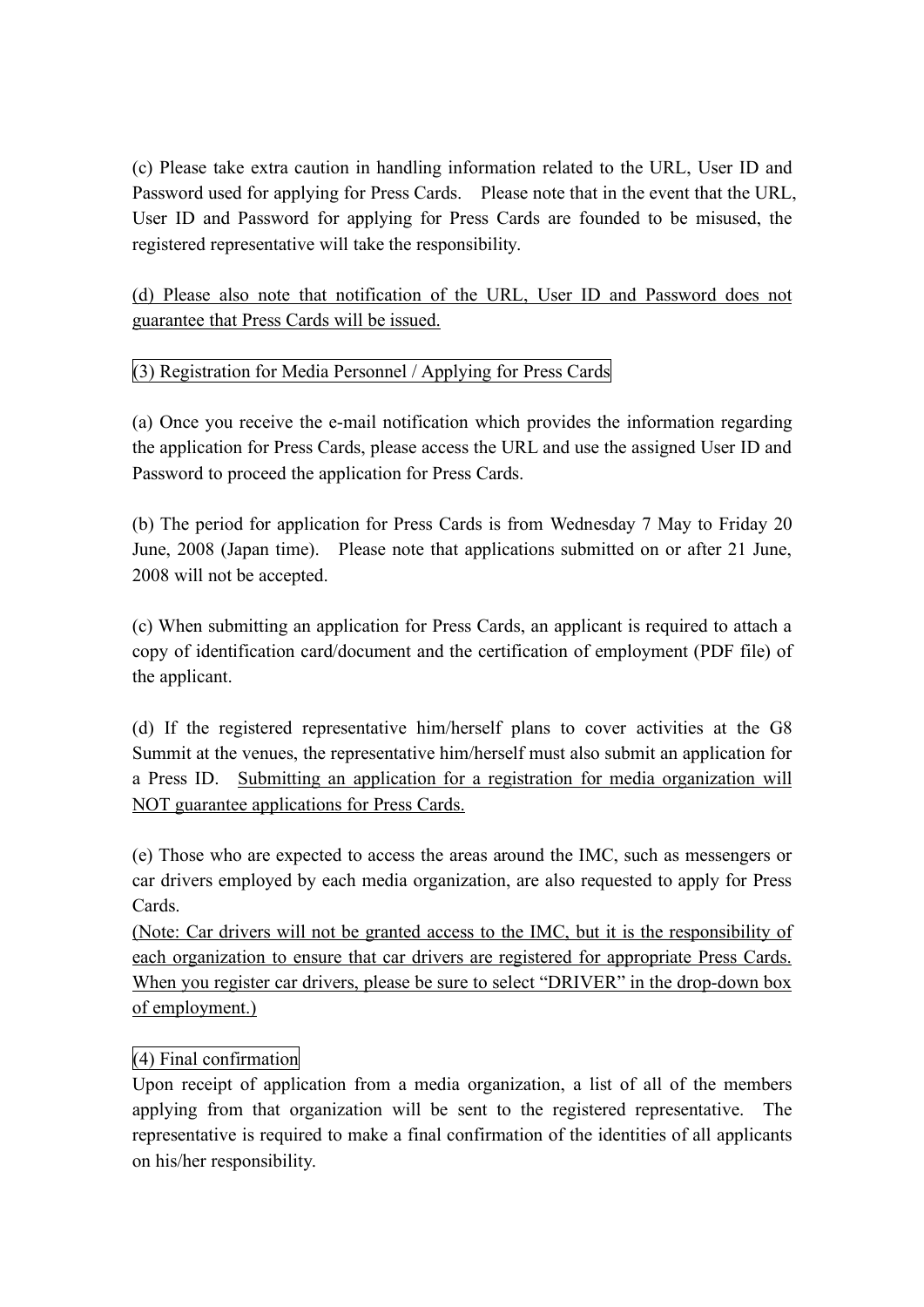(c) Please take extra caution in handling information related to the URL, User ID and Password used for applying for Press Cards. Please note that in the event that the URL, User ID and Password for applying for Press Cards are founded to be misused, the registered representative will take the responsibility.

<u>(d) Please also note that notification of the URL, User ID and Password does not guarantee that Press Cards will be issued.</u>

### (3) Registration for Media Personnel / Applying for Press Cards

(a) Once you receive the e-mail notification which provides the information regarding the application for Press Cards, please access the URL and use the assigned User ID and Password to proceed the application for Press Cards.

(b) The period for application for Press Cards is from Wednesday 7 May to Friday 20 June, 2008 (Japan time). Please note that applications submitted on or after 21 June, 2008 will not be accepted.

(c) When submitting an application for Press Cards, an applicant is required to attach a copy of identification card/document and the certification of employment (PDF file) of the applicant.

(d) If the registered representative him/herself plans to cover activities at the G8 Summit at the venues, the representative him/herself must also submit an application for a Press ID. <u>Submitting an application for a registration for media organization will NOT guarantee applications for Press Cards.</u>

(e) Those who are expected to access the areas around the IMC, such as messengers or car drivers employed by each media organization, are also requested to apply for Press Cards.
<u>(Note: Car drivers will not be granted access to the IMC, but it is the responsibility of each organization to ensure that car drivers are registered for appropriate Press Cards. When you register car drivers, please be sure to select "DRIVER" in the drop-down box of employment.)</u>

### (4) Final confirmation

Upon receipt of application from a media organization, a list of all of the members applying from that organization will be sent to the registered representative. The representative is required to make a final confirmation of the identities of all applicants on his/her responsibility.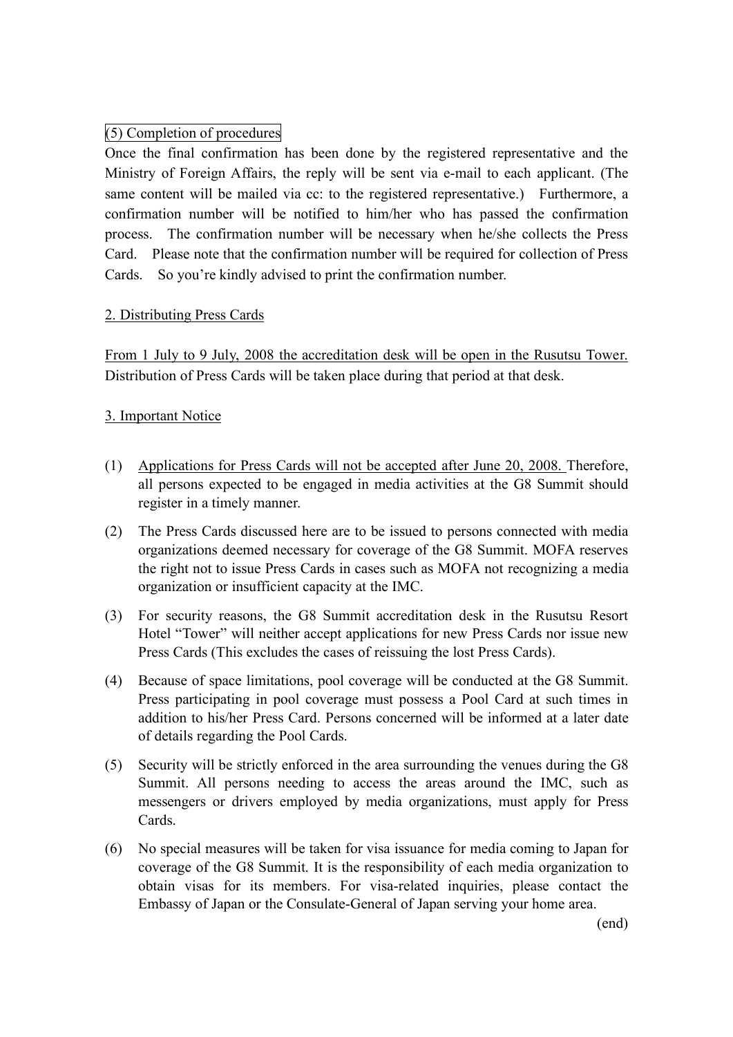### (5) Completion of procedures

Once the final confirmation has been done by the registered representative and the Ministry of Foreign Affairs, the reply will be sent via e-mail to each applicant. (The same content will be mailed via cc: to the registered representative.) Furthermore, a confirmation number will be notified to him/her who has passed the confirmation process. The confirmation number will be necessary when he/she collects the Press Card. Please note that the confirmation number will be required for collection of Press Cards. So you're kindly advised to print the confirmation number.

## 2. Distributing Press Cards

From 1 July to 9 July, 2008 the accreditation desk will be open in the Rusutsu Tower. Distribution of Press Cards will be taken place during that period at that desk.

## 3. Important Notice

(1) Applications for Press Cards will not be accepted after June 20, 2008. Therefore, all persons expected to be engaged in media activities at the G8 Summit should register in a timely manner.

(2) The Press Cards discussed here are to be issued to persons connected with media organizations deemed necessary for coverage of the G8 Summit. MOFA reserves the right not to issue Press Cards in cases such as MOFA not recognizing a media organization or insufficient capacity at the IMC.

(3) For security reasons, the G8 Summit accreditation desk in the Rusutsu Resort Hotel "Tower" will neither accept applications for new Press Cards nor issue new Press Cards (This excludes the cases of reissuing the lost Press Cards).

(4) Because of space limitations, pool coverage will be conducted at the G8 Summit. Press participating in pool coverage must possess a Pool Card at such times in addition to his/her Press Card. Persons concerned will be informed at a later date of details regarding the Pool Cards.

(5) Security will be strictly enforced in the area surrounding the venues during the G8 Summit. All persons needing to access the areas around the IMC, such as messengers or drivers employed by media organizations, must apply for Press Cards.

(6) No special measures will be taken for visa issuance for media coming to Japan for coverage of the G8 Summit. It is the responsibility of each media organization to obtain visas for its members. For visa-related inquiries, please contact the Embassy of Japan or the Consulate-General of Japan serving your home area.

(end)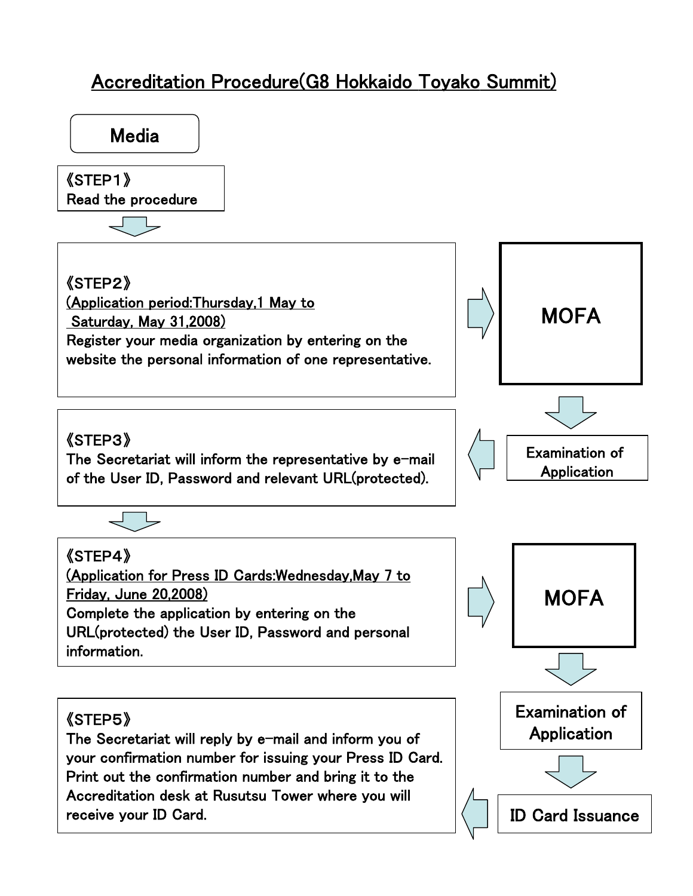# Accreditation Procedure(G8 Hokkaido Toyako Summit)

Media

《STEP1》
Read the procedure

《STEP2》
(Application period:Thursday,1 May to Saturday, May 31,2008)
Register your media organization by entering on the website the personal information of one representative.

MOFA

Examination of Application

《STEP3》
The Secretariat will inform the representative by e-mail of the User ID, Password and relevant URL(protected).

《STEP4》
(Application for Press ID Cards:Wednesday,May 7 to Friday, June 20,2008)
Complete the application by entering on the URL(protected) the User ID, Password and personal information.

MOFA

Examination of Application

ID Card Issuance

《STEP5》
The Secretariat will reply by e-mail and inform you of your confirmation number for issuing your Press ID Card. Print out the confirmation number and bring it to the Accreditation desk at Rusutsu Tower where you will receive your ID Card.